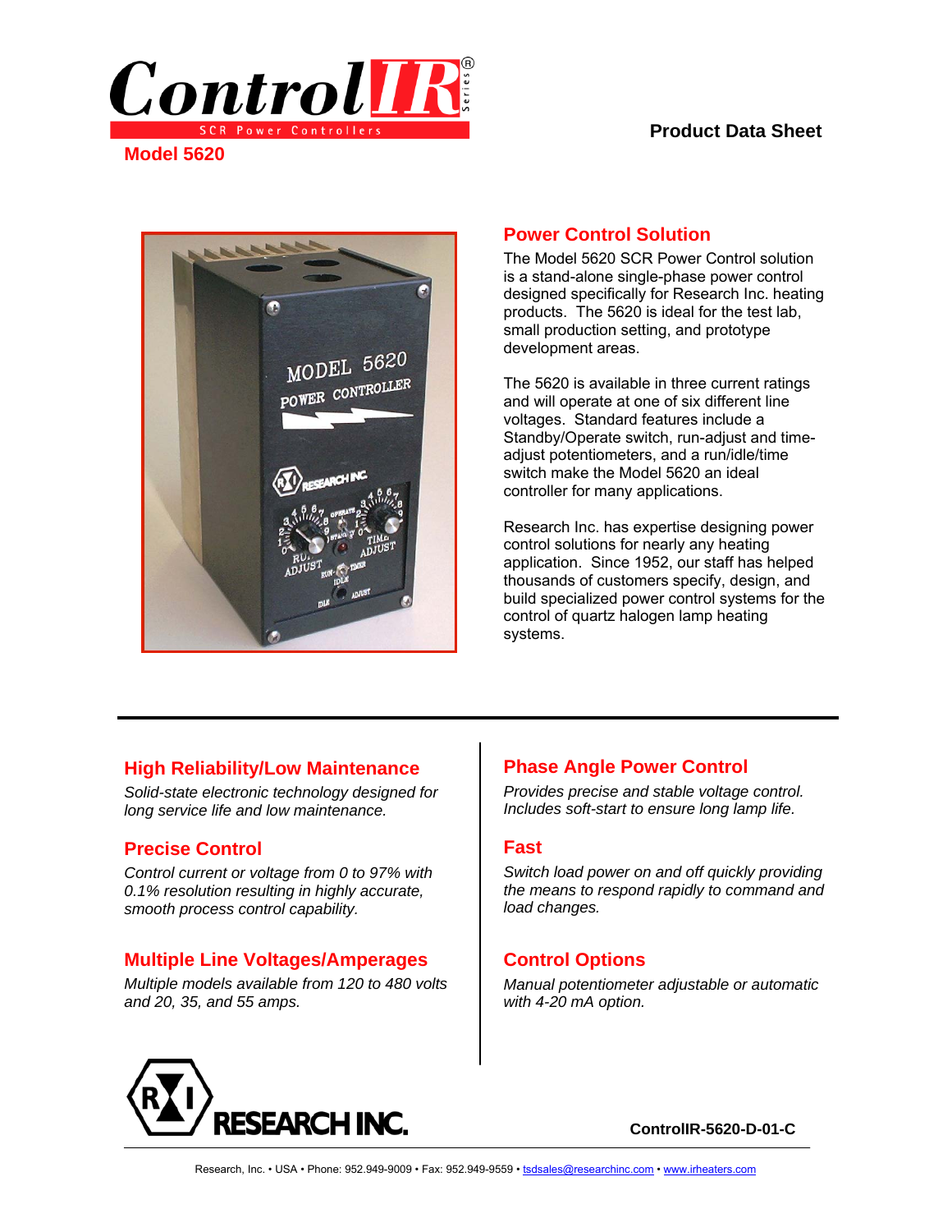# ControlIR Series

SCR Power Controllers

**Model 5620**

**Product Data Sheet**

## Power Control Solution

The Model 5620 SCR Power Control solution is a stand-alone single-phase power control designed specifically for Research Inc. heating products. The 5620 is ideal for the test lab, small production setting, and prototype development areas.

The 5620 is available in three current ratings and will operate at one of six different line voltages. Standard features include a Standby/Operate switch, run-adjust and time-adjust potentiometers, and a run/idle/time switch make the Model 5620 an ideal controller for many applications.

Research Inc. has expertise designing power control solutions for nearly any heating application. Since 1952, our staff has helped thousands of customers specify, design, and build specialized power control systems for the control of quartz halogen lamp heating systems.

## High Reliability/Low Maintenance

*Solid-state electronic technology designed for long service life and low maintenance.*

## Precise Control

*Control current or voltage from 0 to 97% with 0.1% resolution resulting in highly accurate, smooth process control capability.*

## Multiple Line Voltages/Amperages

*Multiple models available from 120 to 480 volts and 20, 35, and 55 amps.*

## Phase Angle Power Control

*Provides precise and stable voltage control. Includes soft-start to ensure long lamp life.*

## Fast

*Switch load power on and off quickly providing the means to respond rapidly to command and load changes.*

## Control Options

*Manual potentiometer adjustable or automatic with 4-20 mA option.*

RESEARCH INC.

**ControlIR-5620-D-01-C**

Research, Inc. • USA • Phone: 952.949-9009 • Fax: 952.949-9559 • tsdsales@researchinc.com • www.irheaters.com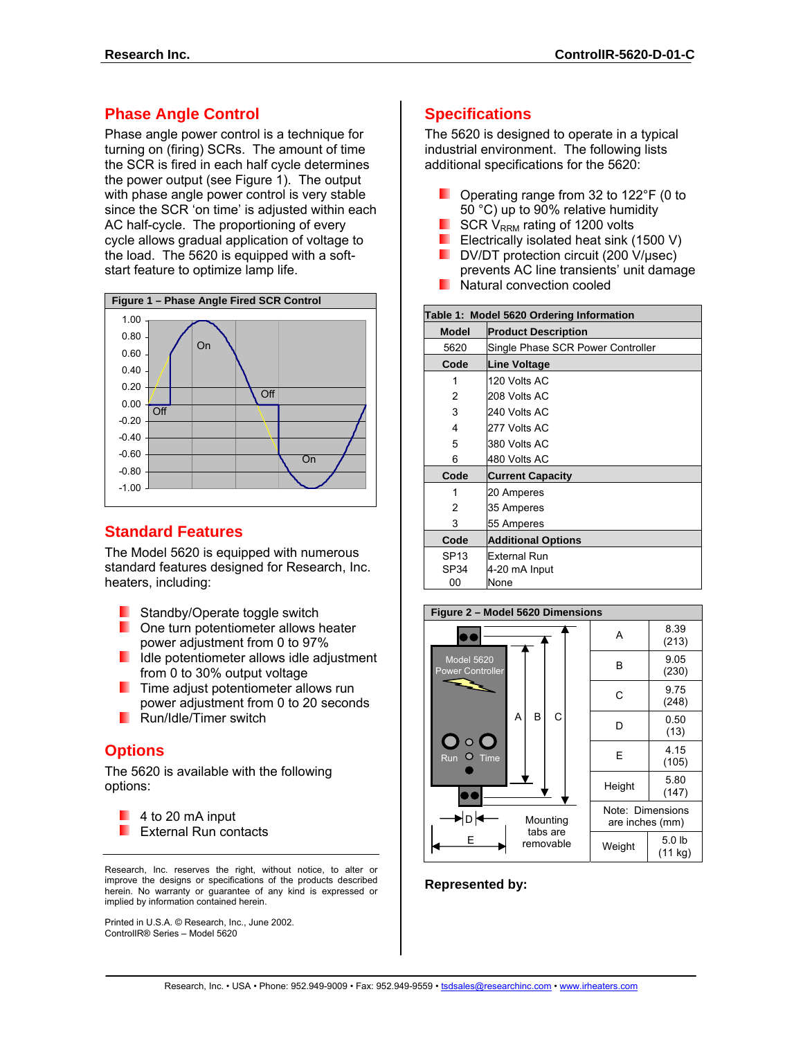## Phase Angle Control

Phase angle power control is a technique for turning on (firing) SCRs. The amount of time the SCR is fired in each half cycle determines the power output (see Figure 1). The output with phase angle power control is very stable since the SCR 'on time' is adjusted within each AC half-cycle. The proportioning of every cycle allows gradual application of voltage to the load. The 5620 is equipped with a soft-start feature to optimize lamp life.

**Figure 1 – Phase Angle Fired SCR Control**

1.00
0.80
0.60
0.40
0.20
0.00
-0.20
-0.40
-0.60
-0.80
-1.00

On
Off
Off
On

## Standard Features

The Model 5620 is equipped with numerous standard features designed for Research, Inc. heaters, including:

- Standby/Operate toggle switch
- One turn potentiometer allows heater power adjustment from 0 to 97%
- Idle potentiometer allows idle adjustment from 0 to 30% output voltage
- Time adjust potentiometer allows run power adjustment from 0 to 20 seconds
- Run/Idle/Timer switch

## Options

The 5620 is available with the following options:

- 4 to 20 mA input
- External Run contacts

Research, Inc. reserves the right, without notice, to alter or improve the designs or specifications of the products described herein. No warranty or guarantee of any kind is expressed or implied by information contained herein.

Printed in U.S.A. © Research, Inc., June 2002.
ControlIR® Series – Model 5620

## Specifications

The 5620 is designed to operate in a typical industrial environment. The following lists additional specifications for the 5620:

- Operating range from 32 to 122°F (0 to 50 °C) up to 90% relative humidity
- SCR $V_{RRM}$ rating of 1200 volts
- Electrically isolated heat sink (1500 V)
- DV/DT protection circuit (200 V/µsec) prevents AC line transients' unit damage
- Natural convection cooled

**Table 1: Model 5620 Ordering Information**

| Model | Product Description |
|---|---|
| 5620 | Single Phase SCR Power Controller |
| **Code** | **Line Voltage** |
| 1 | 120 Volts AC |
| 2 | 208 Volts AC |
| 3 | 240 Volts AC |
| 4 | 277 Volts AC |
| 5 | 380 Volts AC |
| 6 | 480 Volts AC |
| **Code** | **Current Capacity** |
| 1 | 20 Amperes |
| 2 | 35 Amperes |
| 3 | 55 Amperes |
| **Code** | **Additional Options** |
| SP13 | External Run |
| SP34 | 4-20 mA Input |
| 00 | None |

**Figure 2 – Model 5620 Dimensions**

Model 5620
Power Controller
Run
Time
A
B
C
D
E
Mounting tabs are removable

| | |
|---|---|
| A | 8.39 (213) |
| B | 9.05 (230) |
| C | 9.75 (248) |
| D | 0.50 (13) |
| E | 4.15 (105) |
| Height | 5.80 (147) |
| Note: Dimensions are inches (mm) | |
| Weight | 5.0 lb (11 kg) |

**Represented by:**

Research, Inc. • USA • Phone: 952.949-9009 • Fax: 952.949-9559 • tsdsales@researchinc.com • www.irheaters.com